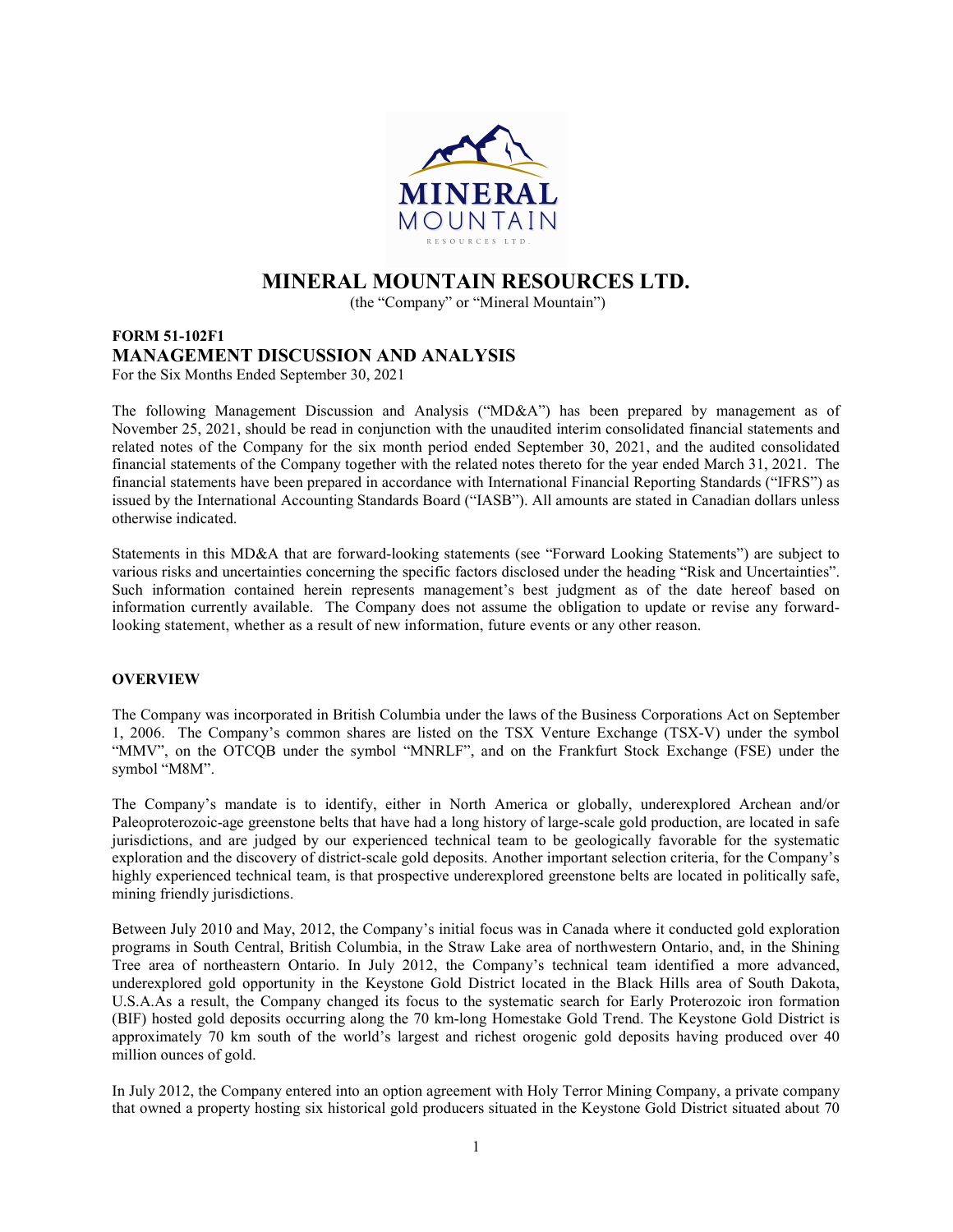# MINERAL MOUNTAIN RESOURCES LTD.

(the "Company" or "Mineral Mountain")

## FORM 51-102F1
## MANAGEMENT DISCUSSION AND ANALYSIS

For the Six Months Ended September 30, 2021

The following Management Discussion and Analysis ("MD&A") has been prepared by management as of November 25, 2021, should be read in conjunction with the unaudited interim consolidated financial statements and related notes of the Company for the six month period ended September 30, 2021, and the audited consolidated financial statements of the Company together with the related notes thereto for the year ended March 31, 2021. The financial statements have been prepared in accordance with International Financial Reporting Standards ("IFRS") as issued by the International Accounting Standards Board ("IASB"). All amounts are stated in Canadian dollars unless otherwise indicated.

Statements in this MD&A that are forward-looking statements (see "Forward Looking Statements") are subject to various risks and uncertainties concerning the specific factors disclosed under the heading "Risk and Uncertainties". Such information contained herein represents management's best judgment as of the date hereof based on information currently available. The Company does not assume the obligation to update or revise any forward-looking statement, whether as a result of new information, future events or any other reason.

### OVERVIEW

The Company was incorporated in British Columbia under the laws of the Business Corporations Act on September 1, 2006. The Company's common shares are listed on the TSX Venture Exchange (TSX-V) under the symbol "MMV", on the OTCQB under the symbol "MNRLF", and on the Frankfurt Stock Exchange (FSE) under the symbol "M8M".

The Company's mandate is to identify, either in North America or globally, underexplored Archean and/or Paleoproterozoic-age greenstone belts that have had a long history of large-scale gold production, are located in safe jurisdictions, and are judged by our experienced technical team to be geologically favorable for the systematic exploration and the discovery of district-scale gold deposits. Another important selection criteria, for the Company's highly experienced technical team, is that prospective underexplored greenstone belts are located in politically safe, mining friendly jurisdictions.

Between July 2010 and May, 2012, the Company's initial focus was in Canada where it conducted gold exploration programs in South Central, British Columbia, in the Straw Lake area of northwestern Ontario, and, in the Shining Tree area of northeastern Ontario. In July 2012, the Company's technical team identified a more advanced, underexplored gold opportunity in the Keystone Gold District located in the Black Hills area of South Dakota, U.S.A.As a result, the Company changed its focus to the systematic search for Early Proterozoic iron formation (BIF) hosted gold deposits occurring along the 70 km-long Homestake Gold Trend. The Keystone Gold District is approximately 70 km south of the world's largest and richest orogenic gold deposits having produced over 40 million ounces of gold.

In July 2012, the Company entered into an option agreement with Holy Terror Mining Company, a private company that owned a property hosting six historical gold producers situated in the Keystone Gold District situated about 70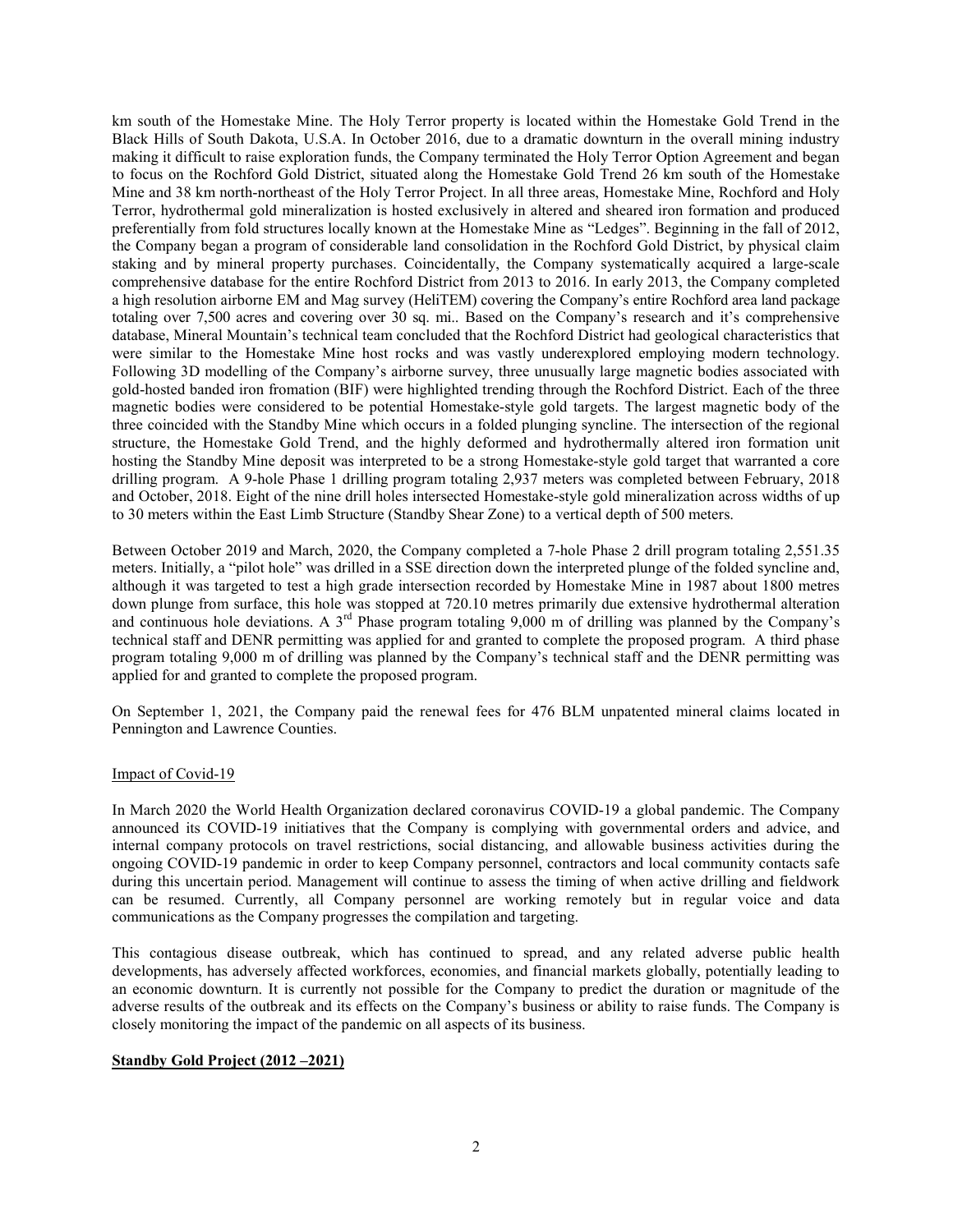km south of the Homestake Mine. The Holy Terror property is located within the Homestake Gold Trend in the Black Hills of South Dakota, U.S.A. In October 2016, due to a dramatic downturn in the overall mining industry making it difficult to raise exploration funds, the Company terminated the Holy Terror Option Agreement and began to focus on the Rochford Gold District, situated along the Homestake Gold Trend 26 km south of the Homestake Mine and 38 km north-northeast of the Holy Terror Project. In all three areas, Homestake Mine, Rochford and Holy Terror, hydrothermal gold mineralization is hosted exclusively in altered and sheared iron formation and produced preferentially from fold structures locally known at the Homestake Mine as "Ledges". Beginning in the fall of 2012, the Company began a program of considerable land consolidation in the Rochford Gold District, by physical claim staking and by mineral property purchases. Coincidentally, the Company systematically acquired a large-scale comprehensive database for the entire Rochford District from 2013 to 2016. In early 2013, the Company completed a high resolution airborne EM and Mag survey (HeliTEM) covering the Company's entire Rochford area land package totaling over 7,500 acres and covering over 30 sq. mi.. Based on the Company's research and it's comprehensive database, Mineral Mountain's technical team concluded that the Rochford District had geological characteristics that were similar to the Homestake Mine host rocks and was vastly underexplored employing modern technology. Following 3D modelling of the Company's airborne survey, three unusually large magnetic bodies associated with gold-hosted banded iron fromation (BIF) were highlighted trending through the Rochford District. Each of the three magnetic bodies were considered to be potential Homestake-style gold targets. The largest magnetic body of the three coincided with the Standby Mine which occurs in a folded plunging syncline. The intersection of the regional structure, the Homestake Gold Trend, and the highly deformed and hydrothermally altered iron formation unit hosting the Standby Mine deposit was interpreted to be a strong Homestake-style gold target that warranted a core drilling program. A 9-hole Phase 1 drilling program totaling 2,937 meters was completed between February, 2018 and October, 2018. Eight of the nine drill holes intersected Homestake-style gold mineralization across widths of up to 30 meters within the East Limb Structure (Standby Shear Zone) to a vertical depth of 500 meters.

Between October 2019 and March, 2020, the Company completed a 7-hole Phase 2 drill program totaling 2,551.35 meters. Initially, a "pilot hole" was drilled in a SSE direction down the interpreted plunge of the folded syncline and, although it was targeted to test a high grade intersection recorded by Homestake Mine in 1987 about 1800 metres down plunge from surface, this hole was stopped at 720.10 metres primarily due extensive hydrothermal alteration and continuous hole deviations. A 3rd Phase program totaling 9,000 m of drilling was planned by the Company's technical staff and DENR permitting was applied for and granted to complete the proposed program. A third phase program totaling 9,000 m of drilling was planned by the Company's technical staff and the DENR permitting was applied for and granted to complete the proposed program.

On September 1, 2021, the Company paid the renewal fees for 476 BLM unpatented mineral claims located in Pennington and Lawrence Counties.

Impact of Covid-19

In March 2020 the World Health Organization declared coronavirus COVID-19 a global pandemic. The Company announced its COVID-19 initiatives that the Company is complying with governmental orders and advice, and internal company protocols on travel restrictions, social distancing, and allowable business activities during the ongoing COVID-19 pandemic in order to keep Company personnel, contractors and local community contacts safe during this uncertain period. Management will continue to assess the timing of when active drilling and fieldwork can be resumed. Currently, all Company personnel are working remotely but in regular voice and data communications as the Company progresses the compilation and targeting.

This contagious disease outbreak, which has continued to spread, and any related adverse public health developments, has adversely affected workforces, economies, and financial markets globally, potentially leading to an economic downturn. It is currently not possible for the Company to predict the duration or magnitude of the adverse results of the outbreak and its effects on the Company's business or ability to raise funds. The Company is closely monitoring the impact of the pandemic on all aspects of its business.

**Standby Gold Project (2012 –2021)**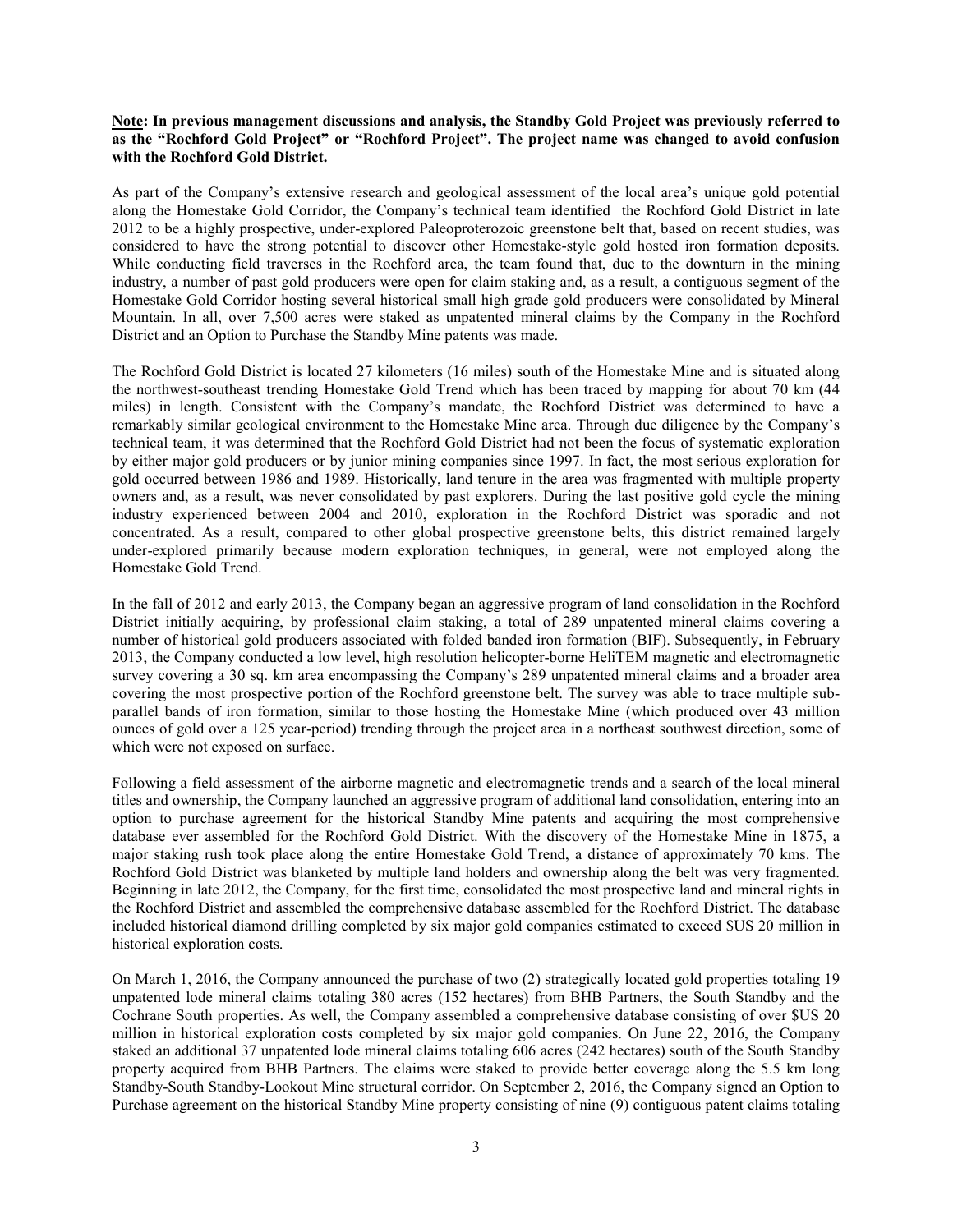**<u>Note</u>: In previous management discussions and analysis, the Standby Gold Project was previously referred to as the "Rochford Gold Project" or "Rochford Project". The project name was changed to avoid confusion with the Rochford Gold District.**

As part of the Company's extensive research and geological assessment of the local area's unique gold potential along the Homestake Gold Corridor, the Company's technical team identified the Rochford Gold District in late 2012 to be a highly prospective, under-explored Paleoproterozoic greenstone belt that, based on recent studies, was considered to have the strong potential to discover other Homestake-style gold hosted iron formation deposits. While conducting field traverses in the Rochford area, the team found that, due to the downturn in the mining industry, a number of past gold producers were open for claim staking and, as a result, a contiguous segment of the Homestake Gold Corridor hosting several historical small high grade gold producers were consolidated by Mineral Mountain. In all, over 7,500 acres were staked as unpatented mineral claims by the Company in the Rochford District and an Option to Purchase the Standby Mine patents was made.

The Rochford Gold District is located 27 kilometers (16 miles) south of the Homestake Mine and is situated along the northwest-southeast trending Homestake Gold Trend which has been traced by mapping for about 70 km (44 miles) in length. Consistent with the Company's mandate, the Rochford District was determined to have a remarkably similar geological environment to the Homestake Mine area. Through due diligence by the Company's technical team, it was determined that the Rochford Gold District had not been the focus of systematic exploration by either major gold producers or by junior mining companies since 1997. In fact, the most serious exploration for gold occurred between 1986 and 1989. Historically, land tenure in the area was fragmented with multiple property owners and, as a result, was never consolidated by past explorers. During the last positive gold cycle the mining industry experienced between 2004 and 2010, exploration in the Rochford District was sporadic and not concentrated. As a result, compared to other global prospective greenstone belts, this district remained largely under-explored primarily because modern exploration techniques, in general, were not employed along the Homestake Gold Trend.

In the fall of 2012 and early 2013, the Company began an aggressive program of land consolidation in the Rochford District initially acquiring, by professional claim staking, a total of 289 unpatented mineral claims covering a number of historical gold producers associated with folded banded iron formation (BIF). Subsequently, in February 2013, the Company conducted a low level, high resolution helicopter-borne HeliTEM magnetic and electromagnetic survey covering a 30 sq. km area encompassing the Company's 289 unpatented mineral claims and a broader area covering the most prospective portion of the Rochford greenstone belt. The survey was able to trace multiple sub-parallel bands of iron formation, similar to those hosting the Homestake Mine (which produced over 43 million ounces of gold over a 125 year-period) trending through the project area in a northeast southwest direction, some of which were not exposed on surface.

Following a field assessment of the airborne magnetic and electromagnetic trends and a search of the local mineral titles and ownership, the Company launched an aggressive program of additional land consolidation, entering into an option to purchase agreement for the historical Standby Mine patents and acquiring the most comprehensive database ever assembled for the Rochford Gold District. With the discovery of the Homestake Mine in 1875, a major staking rush took place along the entire Homestake Gold Trend, a distance of approximately 70 kms. The Rochford Gold District was blanketed by multiple land holders and ownership along the belt was very fragmented. Beginning in late 2012, the Company, for the first time, consolidated the most prospective land and mineral rights in the Rochford District and assembled the comprehensive database assembled for the Rochford District. The database included historical diamond drilling completed by six major gold companies estimated to exceed $US 20 million in historical exploration costs.

On March 1, 2016, the Company announced the purchase of two (2) strategically located gold properties totaling 19 unpatented lode mineral claims totaling 380 acres (152 hectares) from BHB Partners, the South Standby and the Cochrane South properties. As well, the Company assembled a comprehensive database consisting of over $US 20 million in historical exploration costs completed by six major gold companies. On June 22, 2016, the Company staked an additional 37 unpatented lode mineral claims totaling 606 acres (242 hectares) south of the South Standby property acquired from BHB Partners. The claims were staked to provide better coverage along the 5.5 km long Standby-South Standby-Lookout Mine structural corridor. On September 2, 2016, the Company signed an Option to Purchase agreement on the historical Standby Mine property consisting of nine (9) contiguous patent claims totaling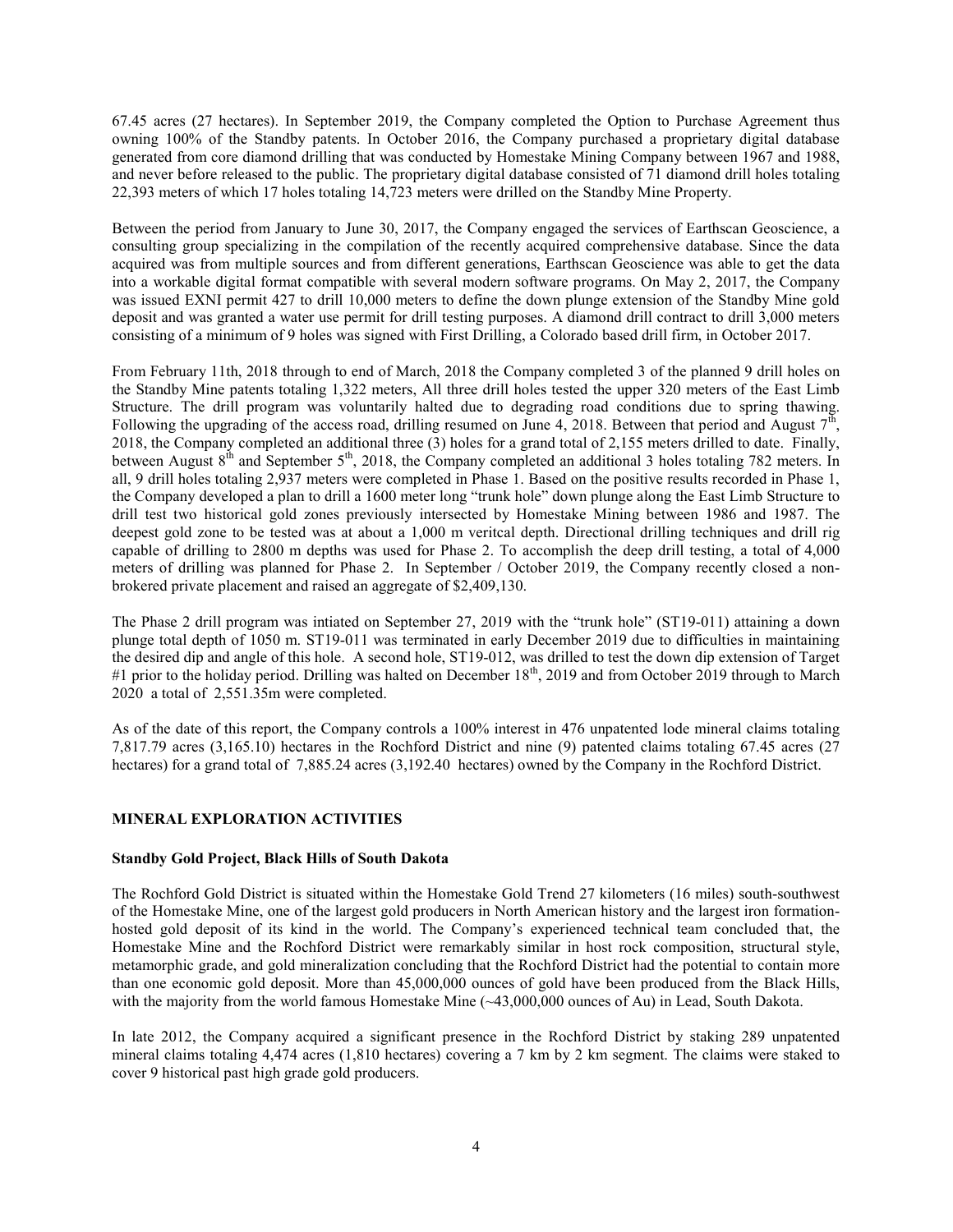67.45 acres (27 hectares). In September 2019, the Company completed the Option to Purchase Agreement thus owning 100% of the Standby patents. In October 2016, the Company purchased a proprietary digital database generated from core diamond drilling that was conducted by Homestake Mining Company between 1967 and 1988, and never before released to the public. The proprietary digital database consisted of 71 diamond drill holes totaling 22,393 meters of which 17 holes totaling 14,723 meters were drilled on the Standby Mine Property.

Between the period from January to June 30, 2017, the Company engaged the services of Earthscan Geoscience, a consulting group specializing in the compilation of the recently acquired comprehensive database. Since the data acquired was from multiple sources and from different generations, Earthscan Geoscience was able to get the data into a workable digital format compatible with several modern software programs. On May 2, 2017, the Company was issued EXNI permit 427 to drill 10,000 meters to define the down plunge extension of the Standby Mine gold deposit and was granted a water use permit for drill testing purposes. A diamond drill contract to drill 3,000 meters consisting of a minimum of 9 holes was signed with First Drilling, a Colorado based drill firm, in October 2017.

From February 11th, 2018 through to end of March, 2018 the Company completed 3 of the planned 9 drill holes on the Standby Mine patents totaling 1,322 meters, All three drill holes tested the upper 320 meters of the East Limb Structure. The drill program was voluntarily halted due to degrading road conditions due to spring thawing. Following the upgrading of the access road, drilling resumed on June 4, 2018. Between that period and August 7th, 2018, the Company completed an additional three (3) holes for a grand total of 2,155 meters drilled to date. Finally, between August 8th and September 5th, 2018, the Company completed an additional 3 holes totaling 782 meters. In all, 9 drill holes totaling 2,937 meters were completed in Phase 1. Based on the positive results recorded in Phase 1, the Company developed a plan to drill a 1600 meter long "trunk hole" down plunge along the East Limb Structure to drill test two historical gold zones previously intersected by Homestake Mining between 1986 and 1987. The deepest gold zone to be tested was at about a 1,000 m veritcal depth. Directional drilling techniques and drill rig capable of drilling to 2800 m depths was used for Phase 2. To accomplish the deep drill testing, a total of 4,000 meters of drilling was planned for Phase 2. In September / October 2019, the Company recently closed a non-brokered private placement and raised an aggregate of $2,409,130.

The Phase 2 drill program was intiated on September 27, 2019 with the "trunk hole" (ST19-011) attaining a down plunge total depth of 1050 m. ST19-011 was terminated in early December 2019 due to difficulties in maintaining the desired dip and angle of this hole. A second hole, ST19-012, was drilled to test the down dip extension of Target #1 prior to the holiday period. Drilling was halted on December 18th, 2019 and from October 2019 through to March 2020 a total of 2,551.35m were completed.

As of the date of this report, the Company controls a 100% interest in 476 unpatented lode mineral claims totaling 7,817.79 acres (3,165.10) hectares in the Rochford District and nine (9) patented claims totaling 67.45 acres (27 hectares) for a grand total of 7,885.24 acres (3,192.40 hectares) owned by the Company in the Rochford District.

## MINERAL EXPLORATION ACTIVITIES

### Standby Gold Project, Black Hills of South Dakota

The Rochford Gold District is situated within the Homestake Gold Trend 27 kilometers (16 miles) south-southwest of the Homestake Mine, one of the largest gold producers in North American history and the largest iron formation-hosted gold deposit of its kind in the world. The Company's experienced technical team concluded that, the Homestake Mine and the Rochford District were remarkably similar in host rock composition, structural style, metamorphic grade, and gold mineralization concluding that the Rochford District had the potential to contain more than one economic gold deposit. More than 45,000,000 ounces of gold have been produced from the Black Hills, with the majority from the world famous Homestake Mine (~43,000,000 ounces of Au) in Lead, South Dakota.

In late 2012, the Company acquired a significant presence in the Rochford District by staking 289 unpatented mineral claims totaling 4,474 acres (1,810 hectares) covering a 7 km by 2 km segment. The claims were staked to cover 9 historical past high grade gold producers.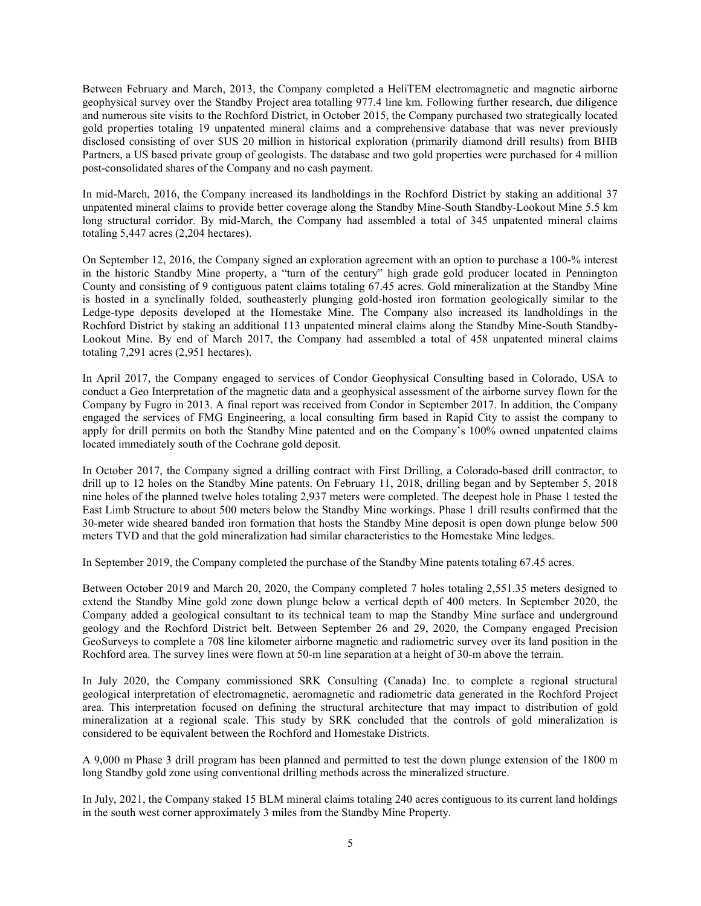Between February and March, 2013, the Company completed a HeliTEM electromagnetic and magnetic airborne geophysical survey over the Standby Project area totalling 977.4 line km. Following further research, due diligence and numerous site visits to the Rochford District, in October 2015, the Company purchased two strategically located gold properties totaling 19 unpatented mineral claims and a comprehensive database that was never previously disclosed consisting of over $US 20 million in historical exploration (primarily diamond drill results) from BHB Partners, a US based private group of geologists. The database and two gold properties were purchased for 4 million post-consolidated shares of the Company and no cash payment.

In mid-March, 2016, the Company increased its landholdings in the Rochford District by staking an additional 37 unpatented mineral claims to provide better coverage along the Standby Mine-South Standby-Lookout Mine 5.5 km long structural corridor. By mid-March, the Company had assembled a total of 345 unpatented mineral claims totaling 5,447 acres (2,204 hectares).

On September 12, 2016, the Company signed an exploration agreement with an option to purchase a 100-% interest in the historic Standby Mine property, a "turn of the century" high grade gold producer located in Pennington County and consisting of 9 contiguous patent claims totaling 67.45 acres. Gold mineralization at the Standby Mine is hosted in a synclinally folded, southeasterly plunging gold-hosted iron formation geologically similar to the Ledge-type deposits developed at the Homestake Mine. The Company also increased its landholdings in the Rochford District by staking an additional 113 unpatented mineral claims along the Standby Mine-South Standby-Lookout Mine. By end of March 2017, the Company had assembled a total of 458 unpatented mineral claims totaling 7,291 acres (2,951 hectares).

In April 2017, the Company engaged to services of Condor Geophysical Consulting based in Colorado, USA to conduct a Geo Interpretation of the magnetic data and a geophysical assessment of the airborne survey flown for the Company by Fugro in 2013. A final report was received from Condor in September 2017. In addition, the Company engaged the services of FMG Engineering, a local consulting firm based in Rapid City to assist the company to apply for drill permits on both the Standby Mine patented and on the Company's 100% owned unpatented claims located immediately south of the Cochrane gold deposit.

In October 2017, the Company signed a drilling contract with First Drilling, a Colorado-based drill contractor, to drill up to 12 holes on the Standby Mine patents. On February 11, 2018, drilling began and by September 5, 2018 nine holes of the planned twelve holes totaling 2,937 meters were completed. The deepest hole in Phase 1 tested the East Limb Structure to about 500 meters below the Standby Mine workings. Phase 1 drill results confirmed that the 30-meter wide sheared banded iron formation that hosts the Standby Mine deposit is open down plunge below 500 meters TVD and that the gold mineralization had similar characteristics to the Homestake Mine ledges.

In September 2019, the Company completed the purchase of the Standby Mine patents totaling 67.45 acres.

Between October 2019 and March 20, 2020, the Company completed 7 holes totaling 2,551.35 meters designed to extend the Standby Mine gold zone down plunge below a vertical depth of 400 meters. In September 2020, the Company added a geological consultant to its technical team to map the Standby Mine surface and underground geology and the Rochford District belt. Between September 26 and 29, 2020, the Company engaged Precision GeoSurveys to complete a 708 line kilometer airborne magnetic and radiometric survey over its land position in the Rochford area. The survey lines were flown at 50-m line separation at a height of 30-m above the terrain.

In July 2020, the Company commissioned SRK Consulting (Canada) Inc. to complete a regional structural geological interpretation of electromagnetic, aeromagnetic and radiometric data generated in the Rochford Project area. This interpretation focused on defining the structural architecture that may impact to distribution of gold mineralization at a regional scale. This study by SRK concluded that the controls of gold mineralization is considered to be equivalent between the Rochford and Homestake Districts.

A 9,000 m Phase 3 drill program has been planned and permitted to test the down plunge extension of the 1800 m long Standby gold zone using conventional drilling methods across the mineralized structure.

In July, 2021, the Company staked 15 BLM mineral claims totaling 240 acres contiguous to its current land holdings in the south west corner approximately 3 miles from the Standby Mine Property.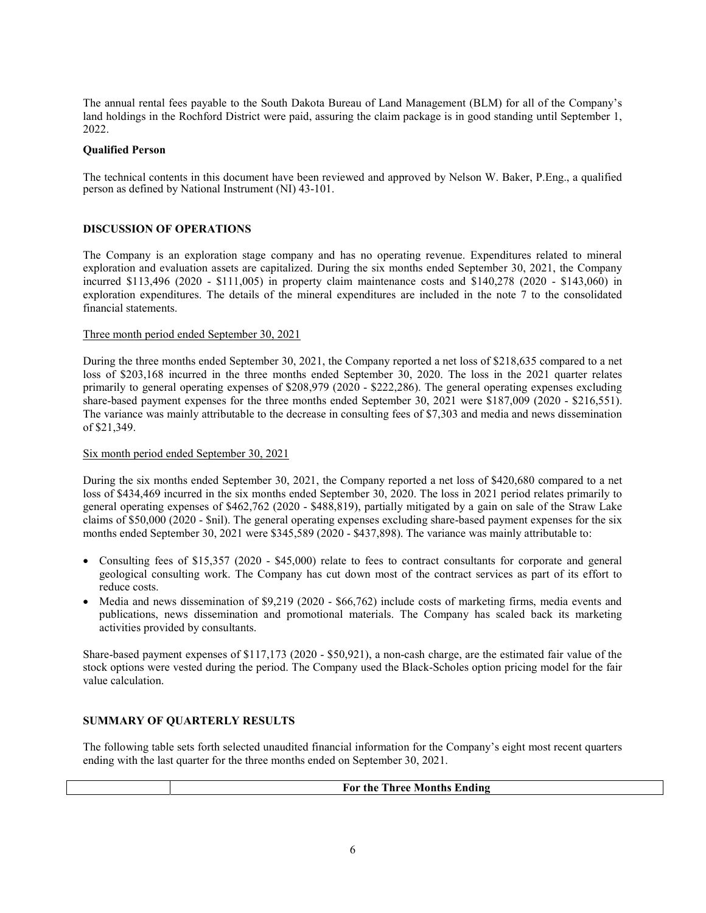The annual rental fees payable to the South Dakota Bureau of Land Management (BLM) for all of the Company's land holdings in the Rochford District were paid, assuring the claim package is in good standing until September 1, 2022.

**Qualified Person**

The technical contents in this document have been reviewed and approved by Nelson W. Baker, P.Eng., a qualified person as defined by National Instrument (NI) 43-101.

## DISCUSSION OF OPERATIONS

The Company is an exploration stage company and has no operating revenue. Expenditures related to mineral exploration and evaluation assets are capitalized. During the six months ended September 30, 2021, the Company incurred $113,496 (2020 - $111,005) in property claim maintenance costs and $140,278 (2020 - $143,060) in exploration expenditures. The details of the mineral expenditures are included in the note 7 to the consolidated financial statements.

Three month period ended September 30, 2021

During the three months ended September 30, 2021, the Company reported a net loss of $218,635 compared to a net loss of $203,168 incurred in the three months ended September 30, 2020. The loss in the 2021 quarter relates primarily to general operating expenses of $208,979 (2020 - $222,286). The general operating expenses excluding share-based payment expenses for the three months ended September 30, 2021 were $187,009 (2020 - $216,551). The variance was mainly attributable to the decrease in consulting fees of $7,303 and media and news dissemination of $21,349.

Six month period ended September 30, 2021

During the six months ended September 30, 2021, the Company reported a net loss of $420,680 compared to a net loss of $434,469 incurred in the six months ended September 30, 2020. The loss in 2021 period relates primarily to general operating expenses of $462,762 (2020 - $488,819), partially mitigated by a gain on sale of the Straw Lake claims of $50,000 (2020 - $nil). The general operating expenses excluding share-based payment expenses for the six months ended September 30, 2021 were $345,589 (2020 - $437,898). The variance was mainly attributable to:

- Consulting fees of $15,357 (2020 - $45,000) relate to fees to contract consultants for corporate and general geological consulting work. The Company has cut down most of the contract services as part of its effort to reduce costs.
- Media and news dissemination of $9,219 (2020 - $66,762) include costs of marketing firms, media events and publications, news dissemination and promotional materials. The Company has scaled back its marketing activities provided by consultants.

Share-based payment expenses of $117,173 (2020 - $50,921), a non-cash charge, are the estimated fair value of the stock options were vested during the period. The Company used the Black-Scholes option pricing model for the fair value calculation.

## SUMMARY OF QUARTERLY RESULTS

The following table sets forth selected unaudited financial information for the Company's eight most recent quarters ending with the last quarter for the three months ended on September 30, 2021.

| | For the Three Months Ending |
|---|---|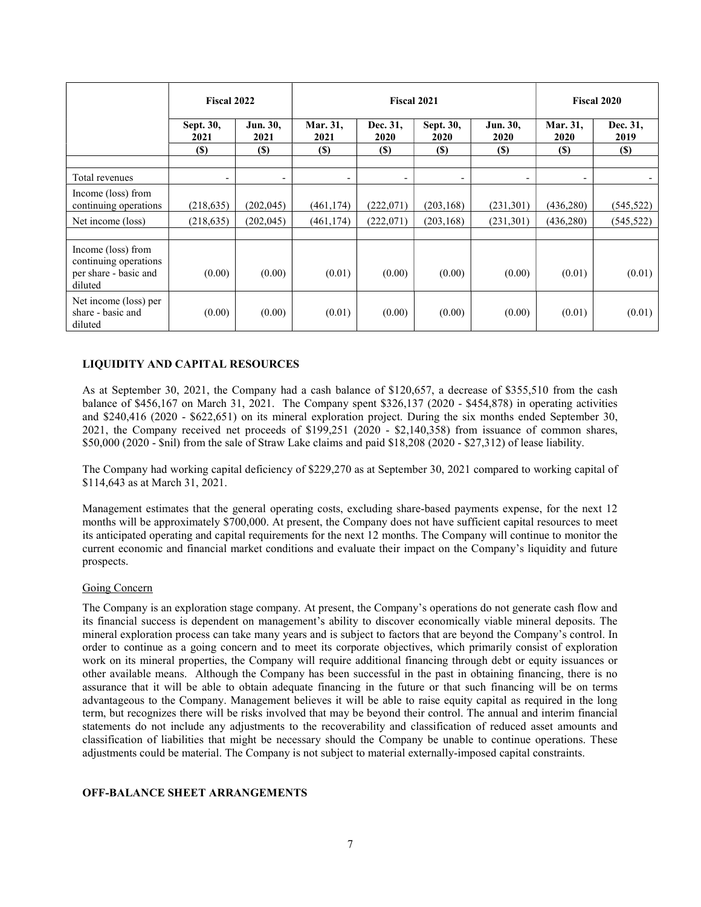| | Fiscal 2022 | | Fiscal 2021 | | | | Fiscal 2020 | |
|---|---|---|---|---|---|---|---|---|
| | Sept. 30, 2021 | Jun. 30, 2021 | Mar. 31, 2021 | Dec. 31, 2020 | Sept. 30, 2020 | Jun. 30, 2020 | Mar. 31, 2020 | Dec. 31, 2019 |
| | ($) | ($) | ($) | ($) | ($) | ($) | ($) | ($) |
| | | | | | | | | |
| Total revenues | - | - | - | - | - | - | - | - |
| Income (loss) from continuing operations | (218,635) | (202,045) | (461,174) | (222,071) | (203,168) | (231,301) | (436,280) | (545,522) |
| Net income (loss) | (218,635) | (202,045) | (461,174) | (222,071) | (203,168) | (231,301) | (436,280) | (545,522) |
| | | | | | | | | |
| Income (loss) from continuing operations per share - basic and diluted | (0.00) | (0.00) | (0.01) | (0.00) | (0.00) | (0.00) | (0.01) | (0.01) |
| Net income (loss) per share - basic and diluted | (0.00) | (0.00) | (0.01) | (0.00) | (0.00) | (0.00) | (0.01) | (0.01) |

## LIQUIDITY AND CAPITAL RESOURCES

As at September 30, 2021, the Company had a cash balance of $120,657, a decrease of $355,510 from the cash balance of $456,167 on March 31, 2021. The Company spent $326,137 (2020 - $454,878) in operating activities and $240,416 (2020 - $622,651) on its mineral exploration project. During the six months ended September 30, 2021, the Company received net proceeds of $199,251 (2020 - $2,140,358) from issuance of common shares, $50,000 (2020 - $nil) from the sale of Straw Lake claims and paid $18,208 (2020 - $27,312) of lease liability.

The Company had working capital deficiency of $229,270 as at September 30, 2021 compared to working capital of $114,643 as at March 31, 2021.

Management estimates that the general operating costs, excluding share-based payments expense, for the next 12 months will be approximately $700,000. At present, the Company does not have sufficient capital resources to meet its anticipated operating and capital requirements for the next 12 months. The Company will continue to monitor the current economic and financial market conditions and evaluate their impact on the Company's liquidity and future prospects.

### Going Concern

The Company is an exploration stage company. At present, the Company's operations do not generate cash flow and its financial success is dependent on management's ability to discover economically viable mineral deposits. The mineral exploration process can take many years and is subject to factors that are beyond the Company's control. In order to continue as a going concern and to meet its corporate objectives, which primarily consist of exploration work on its mineral properties, the Company will require additional financing through debt or equity issuances or other available means. Although the Company has been successful in the past in obtaining financing, there is no assurance that it will be able to obtain adequate financing in the future or that such financing will be on terms advantageous to the Company. Management believes it will be able to raise equity capital as required in the long term, but recognizes there will be risks involved that may be beyond their control. The annual and interim financial statements do not include any adjustments to the recoverability and classification of reduced asset amounts and classification of liabilities that might be necessary should the Company be unable to continue operations. These adjustments could be material. The Company is not subject to material externally-imposed capital constraints.

## OFF-BALANCE SHEET ARRANGEMENTS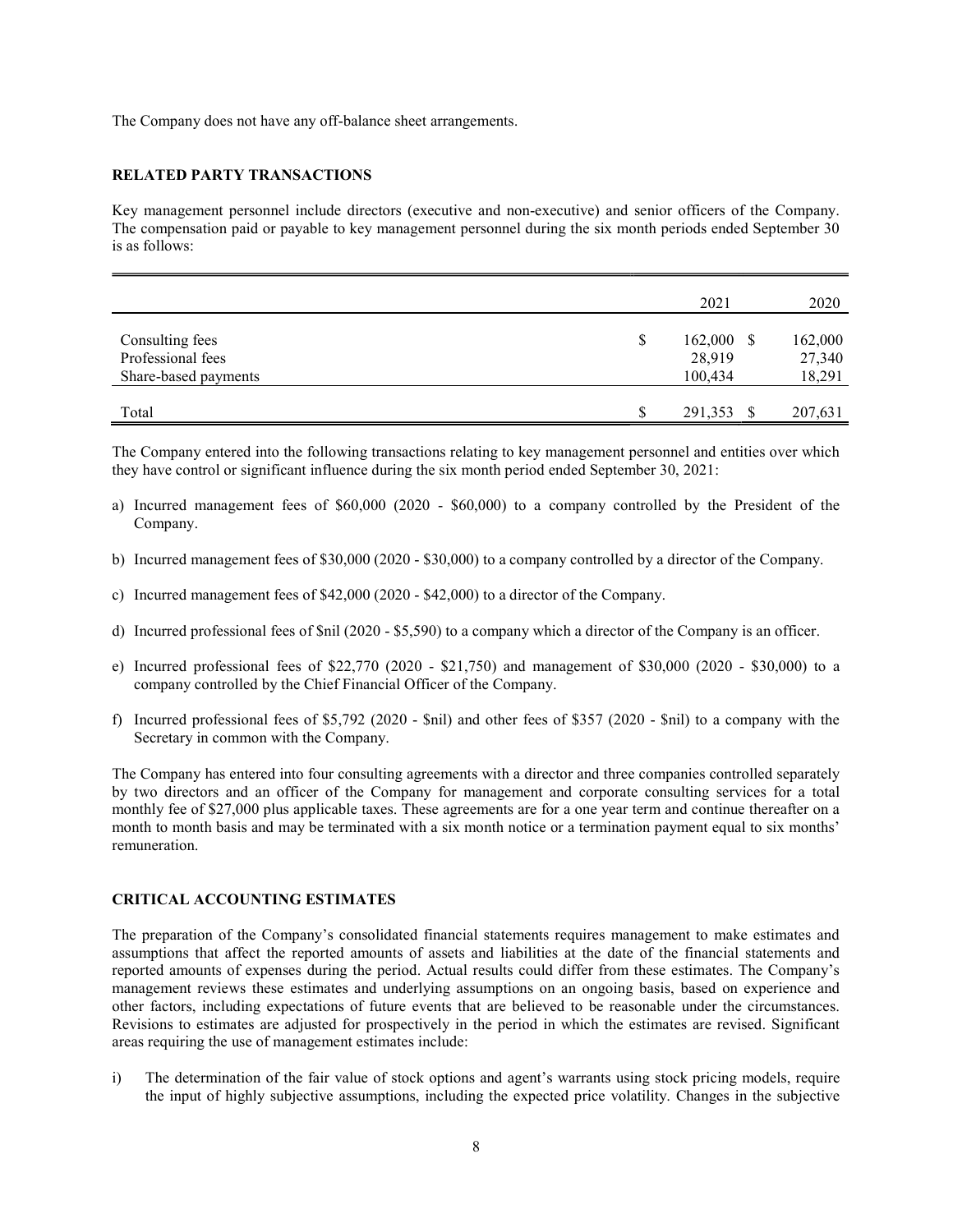The Company does not have any off-balance sheet arrangements.

## RELATED PARTY TRANSACTIONS

Key management personnel include directors (executive and non-executive) and senior officers of the Company. The compensation paid or payable to key management personnel during the six month periods ended September 30 is as follows:

| | 2021 | 2020 |
|---|---|---|
| Consulting fees | $ 162,000 | $ 162,000 |
| Professional fees | 28,919 | 27,340 |
| Share-based payments | 100,434 | 18,291 |
| Total | $ 291,353 | $ 207,631 |

The Company entered into the following transactions relating to key management personnel and entities over which they have control or significant influence during the six month period ended September 30, 2021:

a) Incurred management fees of $60,000 (2020 - $60,000) to a company controlled by the President of the Company.

b) Incurred management fees of $30,000 (2020 - $30,000) to a company controlled by a director of the Company.

c) Incurred management fees of $42,000 (2020 - $42,000) to a director of the Company.

d) Incurred professional fees of $nil (2020 - $5,590) to a company which a director of the Company is an officer.

e) Incurred professional fees of $22,770 (2020 - $21,750) and management of $30,000 (2020 - $30,000) to a company controlled by the Chief Financial Officer of the Company.

f) Incurred professional fees of $5,792 (2020 - $nil) and other fees of $357 (2020 - $nil) to a company with the Secretary in common with the Company.

The Company has entered into four consulting agreements with a director and three companies controlled separately by two directors and an officer of the Company for management and corporate consulting services for a total monthly fee of $27,000 plus applicable taxes. These agreements are for a one year term and continue thereafter on a month to month basis and may be terminated with a six month notice or a termination payment equal to six months' remuneration.

## CRITICAL ACCOUNTING ESTIMATES

The preparation of the Company's consolidated financial statements requires management to make estimates and assumptions that affect the reported amounts of assets and liabilities at the date of the financial statements and reported amounts of expenses during the period. Actual results could differ from these estimates. The Company's management reviews these estimates and underlying assumptions on an ongoing basis, based on experience and other factors, including expectations of future events that are believed to be reasonable under the circumstances. Revisions to estimates are adjusted for prospectively in the period in which the estimates are revised. Significant areas requiring the use of management estimates include:

i) The determination of the fair value of stock options and agent's warrants using stock pricing models, require the input of highly subjective assumptions, including the expected price volatility. Changes in the subjective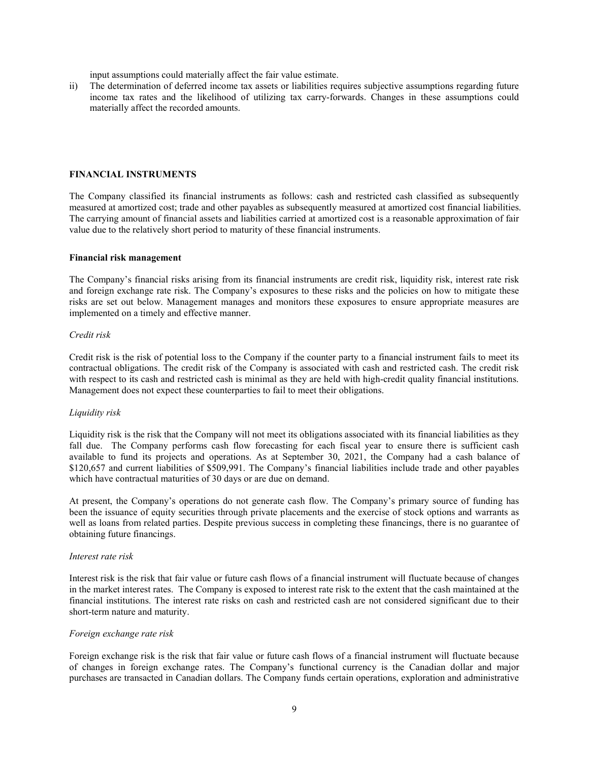input assumptions could materially affect the fair value estimate.

ii) The determination of deferred income tax assets or liabilities requires subjective assumptions regarding future income tax rates and the likelihood of utilizing tax carry-forwards. Changes in these assumptions could materially affect the recorded amounts.

## FINANCIAL INSTRUMENTS

The Company classified its financial instruments as follows: cash and restricted cash classified as subsequently measured at amortized cost; trade and other payables as subsequently measured at amortized cost financial liabilities. The carrying amount of financial assets and liabilities carried at amortized cost is a reasonable approximation of fair value due to the relatively short period to maturity of these financial instruments.

### Financial risk management

The Company's financial risks arising from its financial instruments are credit risk, liquidity risk, interest rate risk and foreign exchange rate risk. The Company's exposures to these risks and the policies on how to mitigate these risks are set out below. Management manages and monitors these exposures to ensure appropriate measures are implemented on a timely and effective manner.

*Credit risk*

Credit risk is the risk of potential loss to the Company if the counter party to a financial instrument fails to meet its contractual obligations. The credit risk of the Company is associated with cash and restricted cash. The credit risk with respect to its cash and restricted cash is minimal as they are held with high-credit quality financial institutions. Management does not expect these counterparties to fail to meet their obligations.

*Liquidity risk*

Liquidity risk is the risk that the Company will not meet its obligations associated with its financial liabilities as they fall due. The Company performs cash flow forecasting for each fiscal year to ensure there is sufficient cash available to fund its projects and operations. As at September 30, 2021, the Company had a cash balance of $120,657 and current liabilities of $509,991. The Company's financial liabilities include trade and other payables which have contractual maturities of 30 days or are due on demand.

At present, the Company's operations do not generate cash flow. The Company's primary source of funding has been the issuance of equity securities through private placements and the exercise of stock options and warrants as well as loans from related parties. Despite previous success in completing these financings, there is no guarantee of obtaining future financings.

*Interest rate risk*

Interest risk is the risk that fair value or future cash flows of a financial instrument will fluctuate because of changes in the market interest rates. The Company is exposed to interest rate risk to the extent that the cash maintained at the financial institutions. The interest rate risks on cash and restricted cash are not considered significant due to their short-term nature and maturity.

*Foreign exchange rate risk*

Foreign exchange risk is the risk that fair value or future cash flows of a financial instrument will fluctuate because of changes in foreign exchange rates. The Company's functional currency is the Canadian dollar and major purchases are transacted in Canadian dollars. The Company funds certain operations, exploration and administrative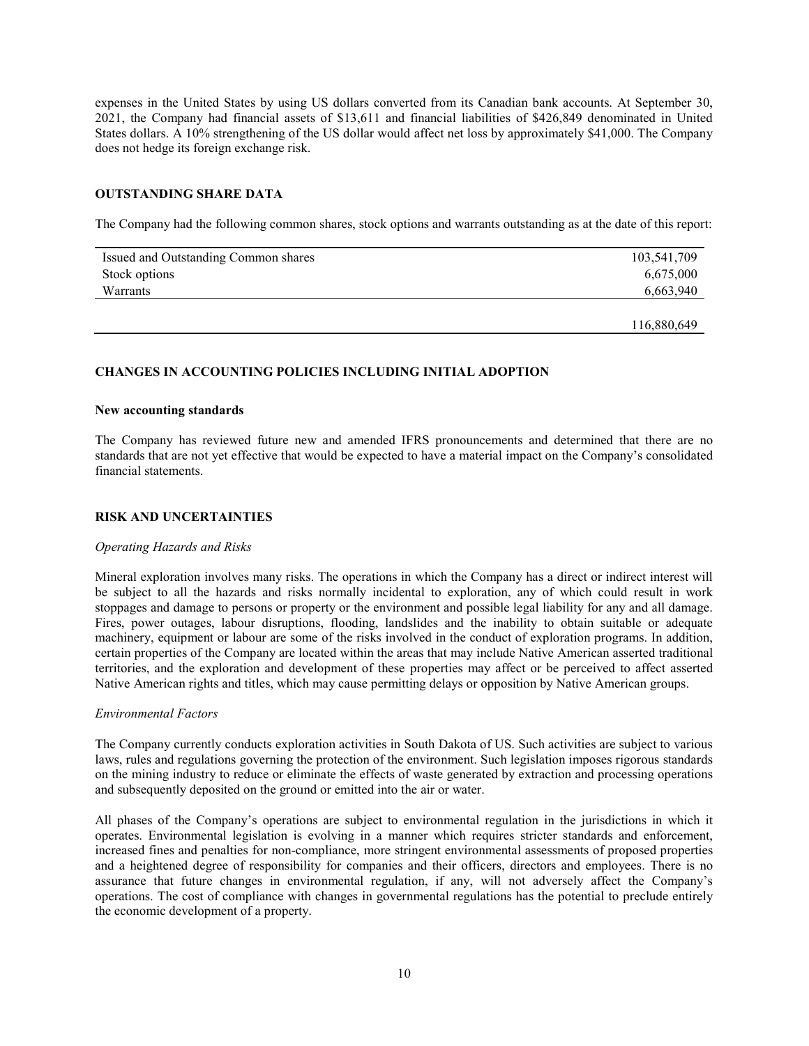expenses in the United States by using US dollars converted from its Canadian bank accounts. At September 30, 2021, the Company had financial assets of $13,611 and financial liabilities of $426,849 denominated in United States dollars. A 10% strengthening of the US dollar would affect net loss by approximately $41,000. The Company does not hedge its foreign exchange risk.

## OUTSTANDING SHARE DATA

The Company had the following common shares, stock options and warrants outstanding as at the date of this report:

| | |
|---|---:|
| Issued and Outstanding Common shares | 103,541,709 |
| Stock options | 6,675,000 |
| Warrants | 6,663,940 |
| | 116,880,649 |

## CHANGES IN ACCOUNTING POLICIES INCLUDING INITIAL ADOPTION

### New accounting standards

The Company has reviewed future new and amended IFRS pronouncements and determined that there are no standards that are not yet effective that would be expected to have a material impact on the Company's consolidated financial statements.

## RISK AND UNCERTAINTIES

*Operating Hazards and Risks*

Mineral exploration involves many risks. The operations in which the Company has a direct or indirect interest will be subject to all the hazards and risks normally incidental to exploration, any of which could result in work stoppages and damage to persons or property or the environment and possible legal liability for any and all damage. Fires, power outages, labour disruptions, flooding, landslides and the inability to obtain suitable or adequate machinery, equipment or labour are some of the risks involved in the conduct of exploration programs. In addition, certain properties of the Company are located within the areas that may include Native American asserted traditional territories, and the exploration and development of these properties may affect or be perceived to affect asserted Native American rights and titles, which may cause permitting delays or opposition by Native American groups.

*Environmental Factors*

The Company currently conducts exploration activities in South Dakota of US. Such activities are subject to various laws, rules and regulations governing the protection of the environment. Such legislation imposes rigorous standards on the mining industry to reduce or eliminate the effects of waste generated by extraction and processing operations and subsequently deposited on the ground or emitted into the air or water.

All phases of the Company's operations are subject to environmental regulation in the jurisdictions in which it operates. Environmental legislation is evolving in a manner which requires stricter standards and enforcement, increased fines and penalties for non-compliance, more stringent environmental assessments of proposed properties and a heightened degree of responsibility for companies and their officers, directors and employees. There is no assurance that future changes in environmental regulation, if any, will not adversely affect the Company's operations. The cost of compliance with changes in governmental regulations has the potential to preclude entirely the economic development of a property.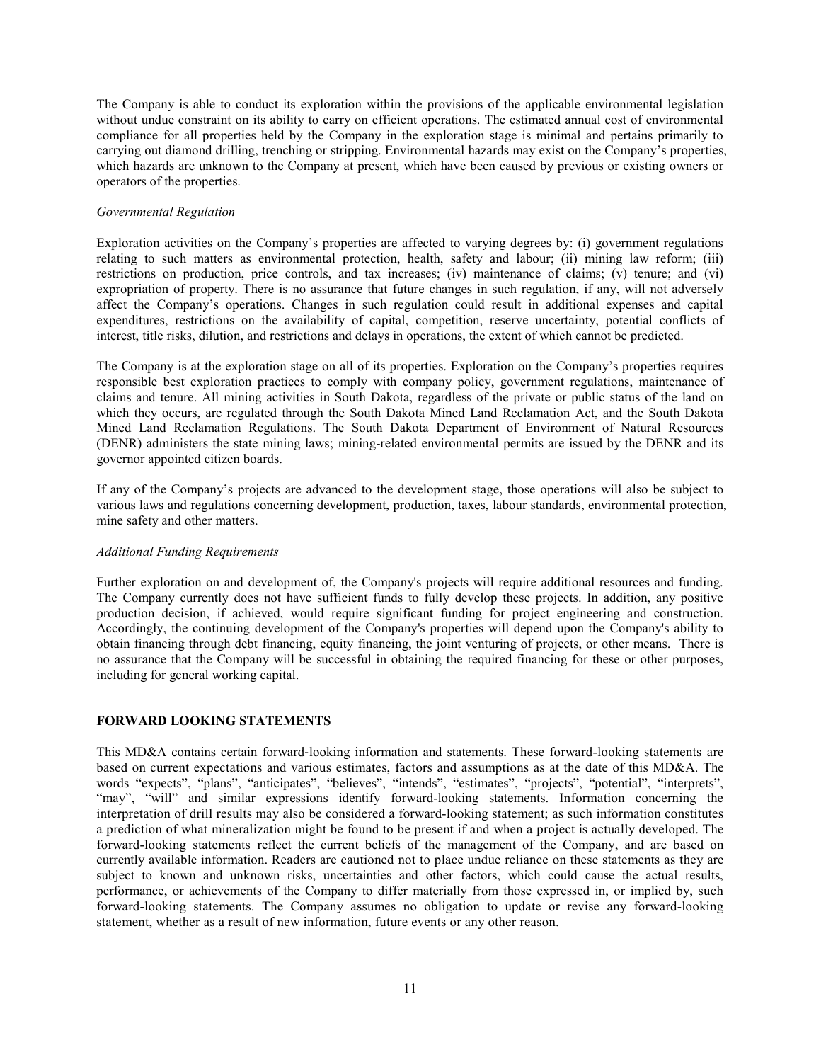The Company is able to conduct its exploration within the provisions of the applicable environmental legislation without undue constraint on its ability to carry on efficient operations. The estimated annual cost of environmental compliance for all properties held by the Company in the exploration stage is minimal and pertains primarily to carrying out diamond drilling, trenching or stripping. Environmental hazards may exist on the Company's properties, which hazards are unknown to the Company at present, which have been caused by previous or existing owners or operators of the properties.

*Governmental Regulation*

Exploration activities on the Company's properties are affected to varying degrees by: (i) government regulations relating to such matters as environmental protection, health, safety and labour; (ii) mining law reform; (iii) restrictions on production, price controls, and tax increases; (iv) maintenance of claims; (v) tenure; and (vi) expropriation of property. There is no assurance that future changes in such regulation, if any, will not adversely affect the Company's operations. Changes in such regulation could result in additional expenses and capital expenditures, restrictions on the availability of capital, competition, reserve uncertainty, potential conflicts of interest, title risks, dilution, and restrictions and delays in operations, the extent of which cannot be predicted.

The Company is at the exploration stage on all of its properties. Exploration on the Company's properties requires responsible best exploration practices to comply with company policy, government regulations, maintenance of claims and tenure. All mining activities in South Dakota, regardless of the private or public status of the land on which they occurs, are regulated through the South Dakota Mined Land Reclamation Act, and the South Dakota Mined Land Reclamation Regulations. The South Dakota Department of Environment of Natural Resources (DENR) administers the state mining laws; mining-related environmental permits are issued by the DENR and its governor appointed citizen boards.

If any of the Company's projects are advanced to the development stage, those operations will also be subject to various laws and regulations concerning development, production, taxes, labour standards, environmental protection, mine safety and other matters.

*Additional Funding Requirements*

Further exploration on and development of, the Company's projects will require additional resources and funding. The Company currently does not have sufficient funds to fully develop these projects. In addition, any positive production decision, if achieved, would require significant funding for project engineering and construction. Accordingly, the continuing development of the Company's properties will depend upon the Company's ability to obtain financing through debt financing, equity financing, the joint venturing of projects, or other means. There is no assurance that the Company will be successful in obtaining the required financing for these or other purposes, including for general working capital.

## FORWARD LOOKING STATEMENTS

This MD&A contains certain forward-looking information and statements. These forward-looking statements are based on current expectations and various estimates, factors and assumptions as at the date of this MD&A. The words "expects", "plans", "anticipates", "believes", "intends", "estimates", "projects", "potential", "interprets", "may", "will" and similar expressions identify forward-looking statements. Information concerning the interpretation of drill results may also be considered a forward-looking statement; as such information constitutes a prediction of what mineralization might be found to be present if and when a project is actually developed. The forward-looking statements reflect the current beliefs of the management of the Company, and are based on currently available information. Readers are cautioned not to place undue reliance on these statements as they are subject to known and unknown risks, uncertainties and other factors, which could cause the actual results, performance, or achievements of the Company to differ materially from those expressed in, or implied by, such forward-looking statements. The Company assumes no obligation to update or revise any forward-looking statement, whether as a result of new information, future events or any other reason.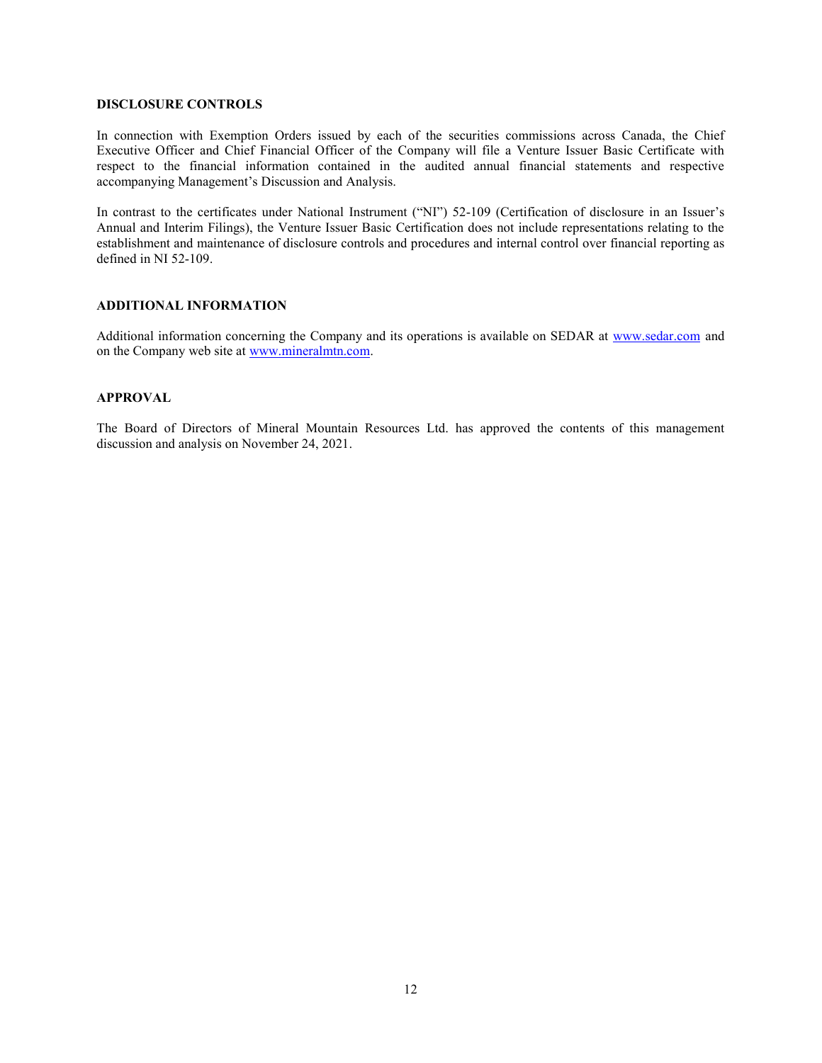## DISCLOSURE CONTROLS

In connection with Exemption Orders issued by each of the securities commissions across Canada, the Chief Executive Officer and Chief Financial Officer of the Company will file a Venture Issuer Basic Certificate with respect to the financial information contained in the audited annual financial statements and respective accompanying Management's Discussion and Analysis.

In contrast to the certificates under National Instrument ("NI") 52-109 (Certification of disclosure in an Issuer's Annual and Interim Filings), the Venture Issuer Basic Certification does not include representations relating to the establishment and maintenance of disclosure controls and procedures and internal control over financial reporting as defined in NI 52-109.

## ADDITIONAL INFORMATION

Additional information concerning the Company and its operations is available on SEDAR at [www.sedar.com](http://www.sedar.com) and on the Company web site at [www.mineralmtn.com](http://www.mineralmtn.com).

## APPROVAL

The Board of Directors of Mineral Mountain Resources Ltd. has approved the contents of this management discussion and analysis on November 24, 2021.